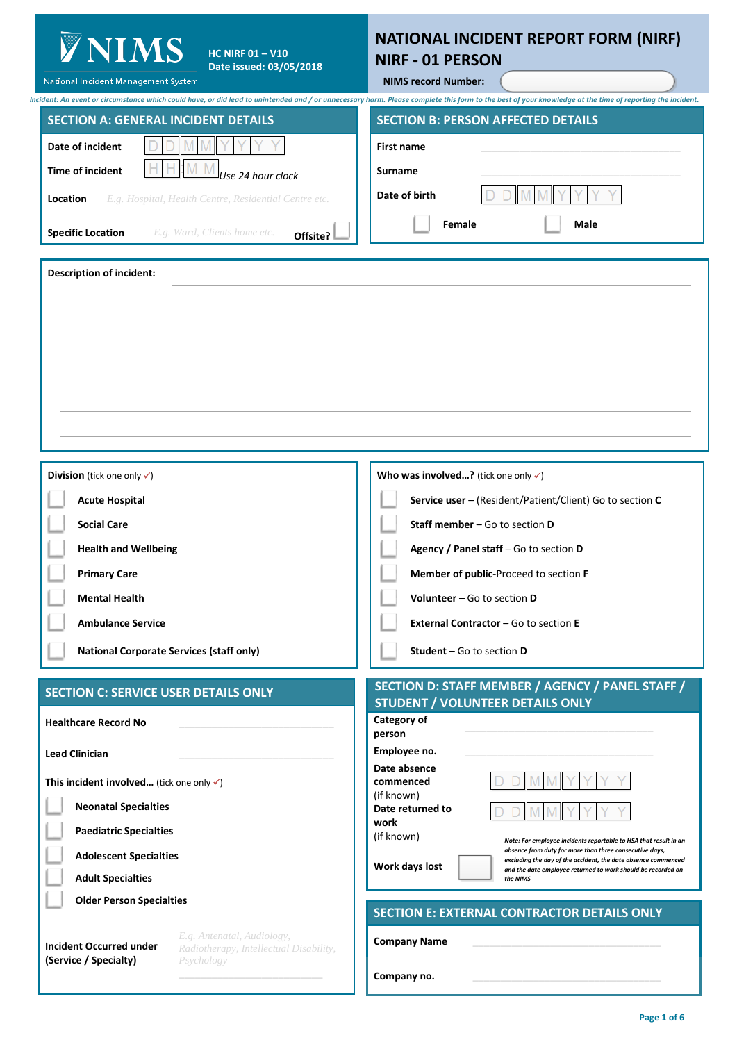# NIMS

National Incident Management System

**HC NIRF 01 – V10**
**Date issued: 03/05/2018**

# NATIONAL INCIDENT REPORT FORM (NIRF)
# NIRF - 01 PERSON

**NIMS record Number:**

*Incident: An event or circumstance which could have, or did lead to unintended and / or unnecessary harm. Please complete this form to the best of your knowledge at the time of reporting the incident.*

## SECTION A: GENERAL INCIDENT DETAILS

**Date of incident** D D M M Y Y Y Y

**Time of incident** H H M M *Use 24 hour clock*

**Location** *E.g. Hospital, Health Centre, Residential Centre etc.*

**Specific Location** *E.g. Ward, Clients home etc.* **Offsite?** ☐

## SECTION B: PERSON AFFECTED DETAILS

**First name**

**Surname**

**Date of birth** D D M M Y Y Y Y

☐ **Female** ☐ **Male**

**Description of incident:**

**Division** (tick one only ✓)

- ☐ **Acute Hospital**
- ☐ **Social Care**
- ☐ **Health and Wellbeing**
- ☐ **Primary Care**
- ☐ **Mental Health**
- ☐ **Ambulance Service**
- ☐ **National Corporate Services (staff only)**

**Who was involved…?** (tick one only ✓)

- ☐ **Service user** – (Resident/Patient/Client) Go to section **C**
- ☐ **Staff member** – Go to section **D**
- ☐ **Agency / Panel staff** – Go to section **D**
- ☐ **Member of public**-Proceed to section **F**
- ☐ **Volunteer** – Go to section **D**
- ☐ **External Contractor** – Go to section **E**
- ☐ **Student** – Go to section **D**

## SECTION C: SERVICE USER DETAILS ONLY

**Healthcare Record No**

**Lead Clinician**

**This incident involved…** (tick one only ✓)

- ☐ **Neonatal Specialties**
- ☐ **Paediatric Specialties**
- ☐ **Adolescent Specialties**
- ☐ **Adult Specialties**
- ☐ **Older Person Specialties**

**Incident Occurred under (Service / Specialty)** *E.g. Antenatal, Audiology, Radiotherapy, Intellectual Disability, Psychology*

## SECTION D: STAFF MEMBER / AGENCY / PANEL STAFF / STUDENT / VOLUNTEER DETAILS ONLY

**Category of person**

**Employee no.**

**Date absence commenced** (if known) D D M M Y Y Y Y

**Date returned to work** (if known) D D M M Y Y Y Y

**Work days lost**

*Note: For employee incidents reportable to HSA that result in an absence from duty for more than three consecutive days, excluding the day of the accident, the date absence commenced and the date employee returned to work should be recorded on the NIMS*

## SECTION E: EXTERNAL CONTRACTOR DETAILS ONLY

**Company Name**

**Company no.**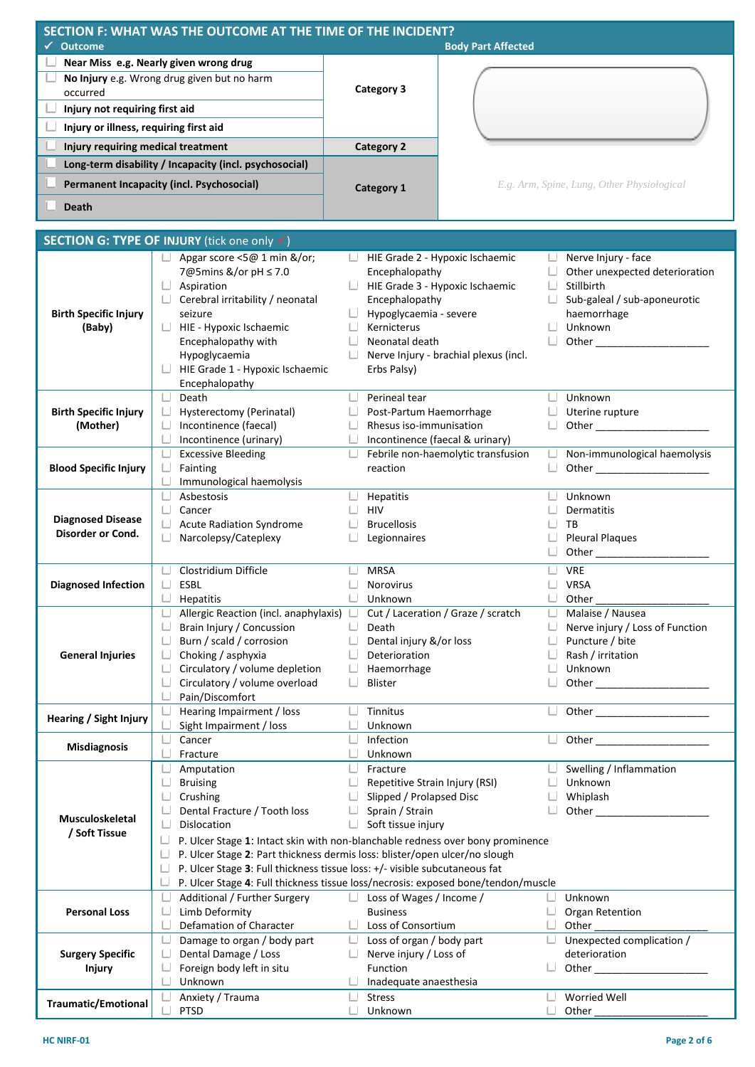## SECTION F: WHAT WAS THE OUTCOME AT THE TIME OF THE INCIDENT?

| ✓ Outcome | | Body Part Affected |
|---|---|---|
| ☐ **Near Miss** e.g. Nearly given wrong drug | **Category 3** | |
| ☐ **No Injury** e.g. Wrong drug given but no harm occurred | | |
| ☐ **Injury not requiring first aid** | | |
| ☐ **Injury or illness, requiring first aid** | | |
| ☐ **Injury requiring medical treatment** | **Category 2** | |
| ☐ **Long-term disability / Incapacity (incl. psychosocial)** | **Category 1** | *E.g. Arm, Spine, Lung, Other Physiological* |
| ☐ **Permanent Incapacity (incl. Psychosocial)** | | |
| ☐ **Death** | | |

## SECTION G: TYPE OF INJURY (tick one only ✓)

| | | | |
|---|---|---|---|
| **Birth Specific Injury (Baby)** | ☐ Apgar score <5@ 1 min &/or; 7@5mins &/or pH ≤ 7.0<br>☐ Aspiration<br>☐ Cerebral irritability / neonatal seizure<br>☐ HIE - Hypoxic Ischaemic Encephalopathy with Hypoglycaemia<br>☐ HIE Grade 1 - Hypoxic Ischaemic Encephalopathy | ☐ HIE Grade 2 - Hypoxic Ischaemic Encephalopathy<br>☐ HIE Grade 3 - Hypoxic Ischaemic Encephalopathy<br>☐ Hypoglycaemia - severe<br>☐ Kernicterus<br>☐ Neonatal death<br>☐ Nerve Injury - brachial plexus (incl. Erbs Palsy) | ☐ Nerve Injury - face<br>☐ Other unexpected deterioration<br>☐ Stillbirth<br>☐ Sub-galeal / sub-aponeurotic haemorrhage<br>☐ Unknown<br>☐ Other ___________________ |
| **Birth Specific Injury (Mother)** | ☐ Death<br>☐ Hysterectomy (Perinatal)<br>☐ Incontinence (faecal)<br>☐ Incontinence (urinary) | ☐ Perineal tear<br>☐ Post-Partum Haemorrhage<br>☐ Rhesus iso-immunisation<br>☐ Incontinence (faecal & urinary) | ☐ Unknown<br>☐ Uterine rupture<br>☐ Other ___________________ |
| **Blood Specific Injury** | ☐ Excessive Bleeding<br>☐ Fainting<br>☐ Immunological haemolysis | ☐ Febrile non-haemolytic transfusion reaction | ☐ Non-immunological haemolysis<br>☐ Other ___________________ |
| **Diagnosed Disease Disorder or Cond.** | ☐ Asbestosis<br>☐ Cancer<br>☐ Acute Radiation Syndrome<br>☐ Narcolepsy/Cateplexy | ☐ Hepatitis<br>☐ HIV<br>☐ Brucellosis<br>☐ Legionnaires | ☐ Unknown<br>☐ Dermatitis<br>☐ TB<br>☐ Pleural Plaques<br>☐ Other ___________________ |
| **Diagnosed Infection** | ☐ Clostridium Difficle<br>☐ ESBL<br>☐ Hepatitis | ☐ MRSA<br>☐ Norovirus<br>☐ Unknown | ☐ VRE<br>☐ VRSA<br>☐ Other ___________________ |
| **General Injuries** | ☐ Allergic Reaction (incl. anaphylaxis)<br>☐ Brain Injury / Concussion<br>☐ Burn / scald / corrosion<br>☐ Choking / asphyxia<br>☐ Circulatory / volume depletion<br>☐ Circulatory / volume overload<br>☐ Pain/Discomfort | ☐ Cut / Laceration / Graze / scratch<br>☐ Death<br>☐ Dental injury &/or loss<br>☐ Deterioration<br>☐ Haemorrhage<br>☐ Blister | ☐ Malaise / Nausea<br>☐ Nerve injury / Loss of Function<br>☐ Puncture / bite<br>☐ Rash / irritation<br>☐ Unknown<br>☐ Other ___________________ |
| **Hearing / Sight Injury** | ☐ Hearing Impairment / loss<br>☐ Sight Impairment / loss | ☐ Tinnitus<br>☐ Unknown | ☐ Other ___________________ |
| **Misdiagnosis** | ☐ Cancer<br>☐ Fracture | ☐ Infection<br>☐ Unknown | ☐ Other ___________________ |
| **Musculoskeletal / Soft Tissue** | ☐ Amputation<br>☐ Bruising<br>☐ Crushing<br>☐ Dental Fracture / Tooth loss<br>☐ Dislocation<br>☐ P. Ulcer Stage **1**: Intact skin with non-blanchable redness over bony prominence<br>☐ P. Ulcer Stage **2**: Part thickness dermis loss: blister/open ulcer/no slough<br>☐ P. Ulcer Stage **3**: Full thickness tissue loss: +/- visible subcutaneous fat<br>☐ P. Ulcer Stage **4**: Full thickness tissue loss/necrosis: exposed bone/tendon/muscle | ☐ Fracture<br>☐ Repetitive Strain Injury (RSI)<br>☐ Slipped / Prolapsed Disc<br>☐ Sprain / Strain<br>☐ Soft tissue injury | ☐ Swelling / Inflammation<br>☐ Unknown<br>☐ Whiplash<br>☐ Other ___________________ |
| **Personal Loss** | ☐ Additional / Further Surgery<br>☐ Limb Deformity<br>☐ Defamation of Character | ☐ Loss of Wages / Income / Business<br>☐ Loss of Consortium | ☐ Unknown<br>☐ Organ Retention<br>☐ Other ___________________ |
| **Surgery Specific Injury** | ☐ Damage to organ / body part<br>☐ Dental Damage / Loss<br>☐ Foreign body left in situ<br>☐ Unknown | ☐ Loss of organ / body part<br>☐ Nerve injury / Loss of Function<br>☐ Inadequate anaesthesia | ☐ Unexpected complication / deterioration<br>☐ Other ___________________ |
| **Traumatic/Emotional** | ☐ Anxiety / Trauma<br>☐ PTSD | ☐ Stress<br>☐ Unknown | ☐ Worried Well<br>☐ Other ___________________ |

HC NIRF-01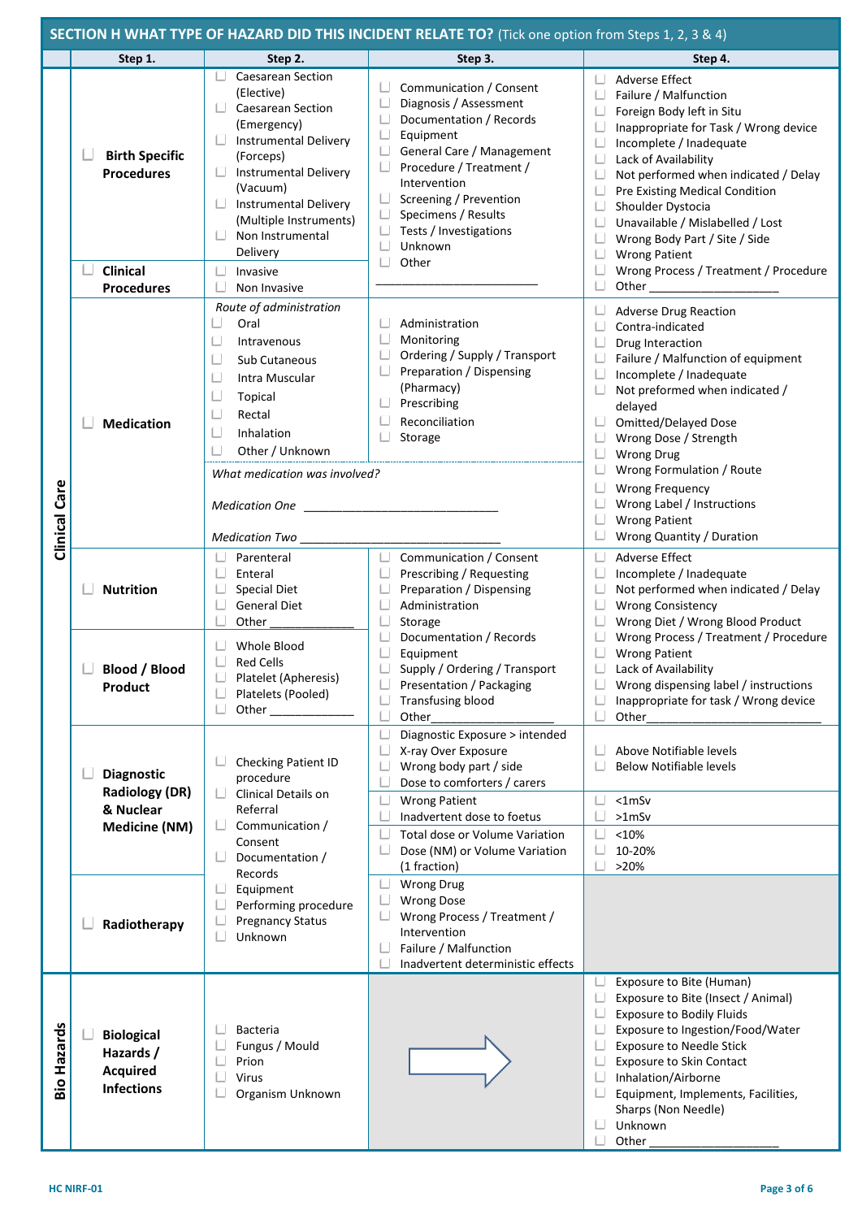## SECTION H WHAT TYPE OF HAZARD DID THIS INCIDENT RELATE TO? (Tick one option from Steps 1, 2, 3 & 4)

| | Step 1. | Step 2. | Step 3. | Step 4. |
|---|---|---|---|---|
| Clinical Care | ☐ **Birth Specific Procedures** | ☐ Caesarean Section (Elective)<br>☐ Caesarean Section (Emergency)<br>☐ Instrumental Delivery (Forceps)<br>☐ Instrumental Delivery (Vacuum)<br>☐ Instrumental Delivery (Multiple Instruments)<br>☐ Non Instrumental Delivery | ☐ Communication / Consent<br>☐ Diagnosis / Assessment<br>☐ Documentation / Records<br>☐ Equipment<br>☐ General Care / Management<br>☐ Procedure / Treatment / Intervention<br>☐ Screening / Prevention<br>☐ Specimens / Results<br>☐ Tests / Investigations<br>☐ Unknown<br>☐ Other ____________________ | ☐ Adverse Effect<br>☐ Failure / Malfunction<br>☐ Foreign Body left in Situ<br>☐ Inappropriate for Task / Wrong device<br>☐ Incomplete / Inadequate<br>☐ Lack of Availability<br>☐ Not performed when indicated / Delay<br>☐ Pre Existing Medical Condition<br>☐ Shoulder Dystocia<br>☐ Unavailable / Mislabelled / Lost<br>☐ Wrong Body Part / Site / Side<br>☐ Wrong Patient<br>☐ Wrong Process / Treatment / Procedure<br>☐ Other ________________ |
| | ☐ **Clinical Procedures** | ☐ Invasive<br>☐ Non Invasive | | |
| | ☐ **Medication** | *Route of administration*<br>☐ Oral<br>☐ Intravenous<br>☐ Sub Cuteneous<br>☐ Intra Muscular<br>☐ Topical<br>☐ Rectal<br>☐ Inhalation<br>☐ Other / Unknown<br><br>*What medication was involved?*<br>*Medication One* ____________________<br>*Medication Two* ____________________ | ☐ Administration<br>☐ Monitoring<br>☐ Ordering / Supply / Transport<br>☐ Preparation / Dispensing (Pharmacy)<br>☐ Prescribing<br>☐ Reconciliation<br>☐ Storage | ☐ Adverse Drug Reaction<br>☐ Contra-indicated<br>☐ Drug Interaction<br>☐ Failure / Malfunction of equipment<br>☐ Incomplete / Inadequate<br>☐ Not preformed when indicated / delayed<br>☐ Omitted/Delayed Dose<br>☐ Wrong Dose / Strength<br>☐ Wrong Drug<br>☐ Wrong Formulation / Route<br>☐ Wrong Frequency<br>☐ Wrong Label / Instructions<br>☐ Wrong Patient<br>☐ Wrong Quantity / Duration |
| | ☐ **Nutrition** | ☐ Parenteral<br>☐ Enteral<br>☐ Special Diet<br>☐ General Diet<br>☐ Other ____________ | ☐ Communication / Consent<br>☐ Prescribing / Requesting<br>☐ Preparation / Dispensing<br>☐ Administration<br>☐ Storage<br>☐ Documentation / Records<br>☐ Equipment<br>☐ Supply / Ordering / Transport<br>☐ Presentation / Packaging<br>☐ Transfusing blood<br>☐ Other________________ | ☐ Adverse Effect<br>☐ Incomplete / Inadequate<br>☐ Not performed when indicated / Delay<br>☐ Wrong Consistency<br>☐ Wrong Diet / Wrong Blood Product<br>☐ Wrong Process / Treatment / Procedure<br>☐ Wrong Patient<br>☐ Lack of Availability<br>☐ Wrong dispensing label / instructions<br>☐ Inappropriate for task / Wrong device<br>☐ Other____________________ |
| | ☐ **Blood / Blood Product** | ☐ Whole Blood<br>☐ Red Cells<br>☐ Platelet (Apheresis)<br>☐ Platelets (Pooled)<br>☐ Other ____________ | | |
| | ☐ **Diagnostic Radiology (DR) & Nuclear Medicine (NM)** | ☐ Checking Patient ID procedure<br>☐ Clinical Details on Referral<br>☐ Communication / Consent<br>☐ Documentation / Records<br>☐ Equipment<br>☐ Performing procedure<br>☐ Pregnancy Status<br>☐ Unknown | ☐ Diagnostic Exposure > intended<br>☐ X-ray Over Exposure<br>☐ Wrong body part / side<br>☐ Dose to comforters / carers | ☐ Above Notifiable levels<br>☐ Below Notifiable levels |
| | | | ☐ Wrong Patient<br>☐ Inadvertent dose to foetus | ☐ <1mSv<br>☐ >1mSv |
| | | | ☐ Total dose or Volume Variation<br>☐ Dose (NM) or Volume Variation (1 fraction) | ☐ <10%<br>☐ 10-20%<br>☐ >20% |
| | ☐ **Radiotherapy** | | ☐ Wrong Drug<br>☐ Wrong Dose<br>☐ Wrong Process / Treatment / Intervention<br>☐ Failure / Malfunction<br>☐ Inadvertent deterministic effects | |
| Bio Hazards | ☐ **Biological Hazards / Acquired Infections** | ☐ Bacteria<br>☐ Fungus / Mould<br>☐ Prion<br>☐ Virus<br>☐ Organism Unknown | → | ☐ Exposure to Bite (Human)<br>☐ Exposure to Bite (Insect / Animal)<br>☐ Exposure to Bodily Fluids<br>☐ Exposure to Ingestion/Food/Water<br>☐ Exposure to Needle Stick<br>☐ Exposure to Skin Contact<br>☐ Inhalation/Airborne<br>☐ Equipment, Implements, Facilities, Sharps (Non Needle)<br>☐ Unknown<br>☐ Other ________________ |

HC NIRF-01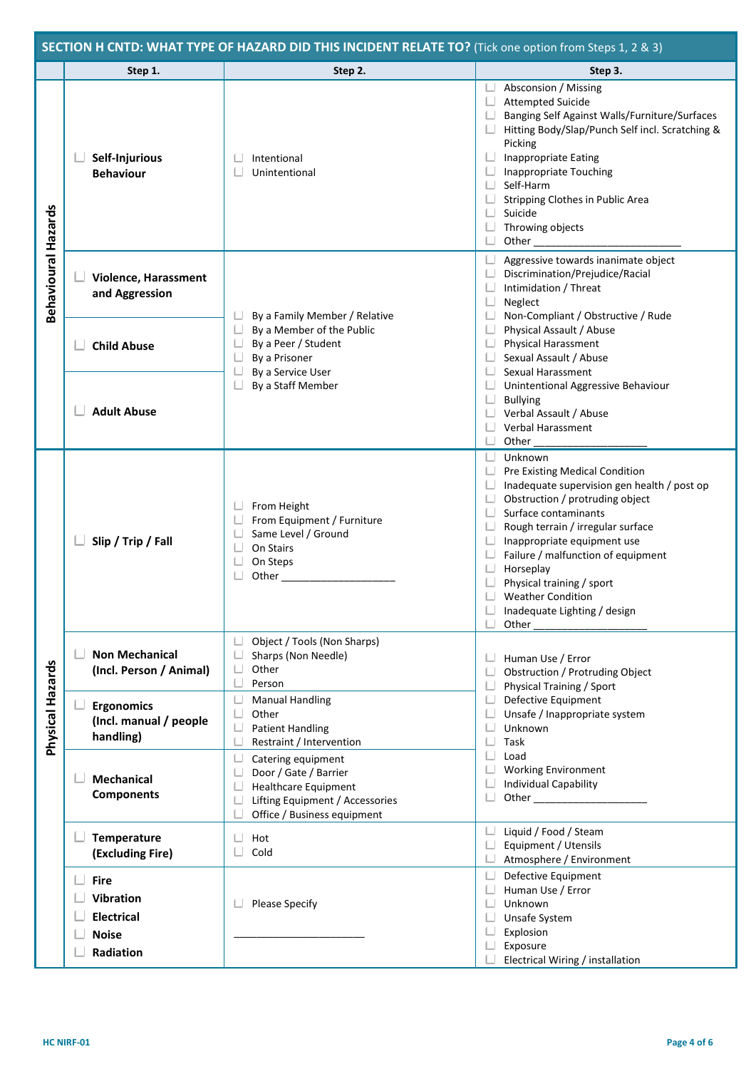## SECTION H CNTD: WHAT TYPE OF HAZARD DID THIS INCIDENT RELATE TO? (Tick one option from Steps 1, 2 & 3)

| | Step 1. | Step 2. | Step 3. |
|---|---|---|---|
| **Behavioural Hazards** | ☐ **Self-Injurious Behaviour** | ☐ Intentional<br>☐ Unintentional | ☐ Absconsion / Missing<br>☐ Attempted Suicide<br>☐ Banging Self Against Walls/Furniture/Surfaces<br>☐ Hitting Body/Slap/Punch Self incl. Scratching & Picking<br>☐ Inappropriate Eating<br>☐ Inappropriate Touching<br>☐ Self-Harm<br>☐ Stripping Clothes in Public Area<br>☐ Suicide<br>☐ Throwing objects<br>☐ Other ___________________________ |
| | ☐ **Violence, Harassment and Aggression**<br>☐ **Child Abuse**<br>☐ **Adult Abuse** | ☐ By a Family Member / Relative<br>☐ By a Member of the Public<br>☐ By a Peer / Student<br>☐ By a Prisoner<br>☐ By a Service User<br>☐ By a Staff Member | ☐ Aggressive towards inanimate object<br>☐ Discrimination/Prejudice/Racial<br>☐ Intimidation / Threat<br>☐ Neglect<br>☐ Non-Compliant / Obstructive / Rude<br>☐ Physical Assault / Abuse<br>☐ Physical Harassment<br>☐ Sexual Assault / Abuse<br>☐ Sexual Harassment<br>☐ Unintentional Aggressive Behaviour<br>☐ Bullying<br>☐ Verbal Assault / Abuse<br>☐ Verbal Harassment<br>☐ Other ___________________ |
| **Physical Hazards** | ☐ **Slip / Trip / Fall** | ☐ From Height<br>☐ From Equipment / Furniture<br>☐ Same Level / Ground<br>☐ On Stairs<br>☐ On Steps<br>☐ Other ___________________ | ☐ Unknown<br>☐ Pre Existing Medical Condition<br>☐ Inadequate supervision gen health / post op<br>☐ Obstruction / protruding object<br>☐ Surface contaminants<br>☐ Rough terrain / irregular surface<br>☐ Inappropriate equipment use<br>☐ Failure / malfunction of equipment<br>☐ Horseplay<br>☐ Physical training / sport<br>☐ Weather Condition<br>☐ Inadequate Lighting / design<br>☐ Other ___________________ |
| | ☐ **Non Mechanical (Incl. Person / Animal)** | ☐ Object / Tools (Non Sharps)<br>☐ Sharps (Non Needle)<br>☐ Other<br>☐ Person | ☐ Human Use / Error<br>☐ Obstruction / Protruding Object<br>☐ Physical Training / Sport<br>☐ Defective Equipment<br>☐ Unsafe / Inappropriate system<br>☐ Unknown<br>☐ Task<br>☐ Load<br>☐ Working Environment<br>☐ Individual Capability<br>☐ Other ___________________ |
| | ☐ **Ergonomics (Incl. manual / people handling)** | ☐ Manual Handling<br>☐ Other<br>☐ Patient Handling<br>☐ Restraint / Intervention | |
| | ☐ **Mechanical Components** | ☐ Catering equipment<br>☐ Door / Gate / Barrier<br>☐ Healthcare Equipment<br>☐ Lifting Equipment / Accessories<br>☐ Office / Business equipment | |
| | ☐ **Temperature (Excluding Fire)** | ☐ Hot<br>☐ Cold | ☐ Liquid / Food / Steam<br>☐ Equipment / Utensils<br>☐ Atmosphere / Environment |
| | ☐ **Fire**<br>☐ **Vibration**<br>☐ **Electrical**<br>☐ **Noise**<br>☐ **Radiation** | ☐ Please Specify<br><br>______________________ | ☐ Defective Equipment<br>☐ Human Use / Error<br>☐ Unknown<br>☐ Unsafe System<br>☐ Explosion<br>☐ Exposure<br>☐ Electrical Wiring / installation |

HC NIRF-01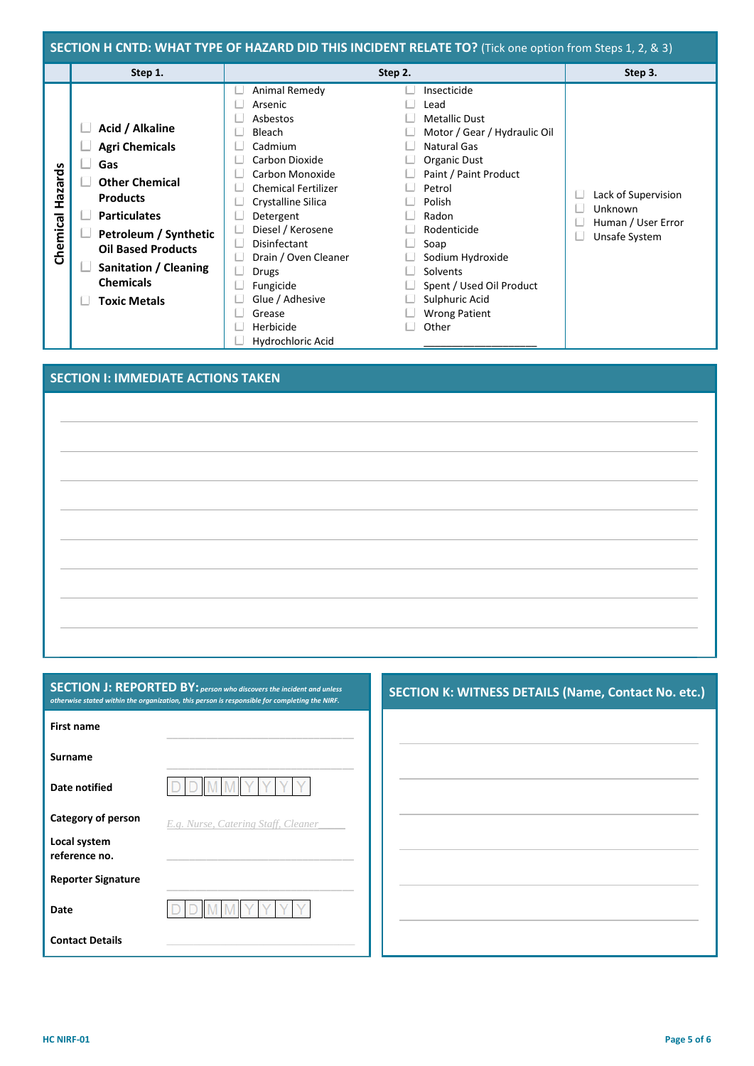## SECTION H CNTD: WHAT TYPE OF HAZARD DID THIS INCIDENT RELATE TO? (Tick one option from Steps 1, 2, & 3)

| | Step 1. | Step 2. | | Step 3. |
|---|---|---|---|---|
| **Chemical Hazards** | ☐ **Acid / Alkaline**<br>☐ **Agri Chemicals**<br>☐ **Gas**<br>☐ **Other Chemical Products**<br>☐ **Particulates**<br>☐ **Petroleum / Synthetic Oil Based Products**<br>☐ **Sanitation / Cleaning Chemicals**<br>☐ **Toxic Metals** | ☐ Animal Remedy<br>☐ Arsenic<br>☐ Asbestos<br>☐ Bleach<br>☐ Cadmium<br>☐ Carbon Dioxide<br>☐ Carbon Monoxide<br>☐ Chemical Fertilizer<br>☐ Crystalline Silica<br>☐ Detergent<br>☐ Diesel / Kerosene<br>☐ Disinfectant<br>☐ Drain / Oven Cleaner<br>☐ Drugs<br>☐ Fungicide<br>☐ Glue / Adhesive<br>☐ Grease<br>☐ Herbicide<br>☐ Hydrochloric Acid | ☐ Insecticide<br>☐ Lead<br>☐ Metallic Dust<br>☐ Motor / Gear / Hydraulic Oil<br>☐ Natural Gas<br>☐ Organic Dust<br>☐ Paint / Paint Product<br>☐ Petrol<br>☐ Polish<br>☐ Radon<br>☐ Rodenticide<br>☐ Soap<br>☐ Sodium Hydroxide<br>☐ Solvents<br>☐ Spent / Used Oil Product<br>☐ Sulphuric Acid<br>☐ Wrong Patient<br>☐ Other ____________________ | ☐ Lack of Supervision<br>☐ Unknown<br>☐ Human / User Error<br>☐ Unsafe System |

## SECTION I: IMMEDIATE ACTIONS TAKEN

________________________________________________________________________________

________________________________________________________________________________

________________________________________________________________________________

________________________________________________________________________________

________________________________________________________________________________

________________________________________________________________________________

________________________________________________________________________________

________________________________________________________________________________

## SECTION J: REPORTED BY: *person who discovers the incident and unless otherwise stated within the organization, this person is responsible for completing the NIRF.*

| | |
|---|---|
| **First name** | ____________________ |
| **Surname** | ____________________ |
| **Date notified** | D D M M Y Y Y Y |
| **Category of person** | *E.g. Nurse, Catering Staff, Cleaner* ______ |
| **Local system reference no.** | ____________________ |
| **Reporter Signature** | ____________________ |
| **Date** | D D M M Y Y Y Y |
| **Contact Details** | ____________________ |

## SECTION K: WITNESS DETAILS (Name, Contact No. etc.)

________________________________________

________________________________________

________________________________________

________________________________________

________________________________________

________________________________________

HC NIRF-01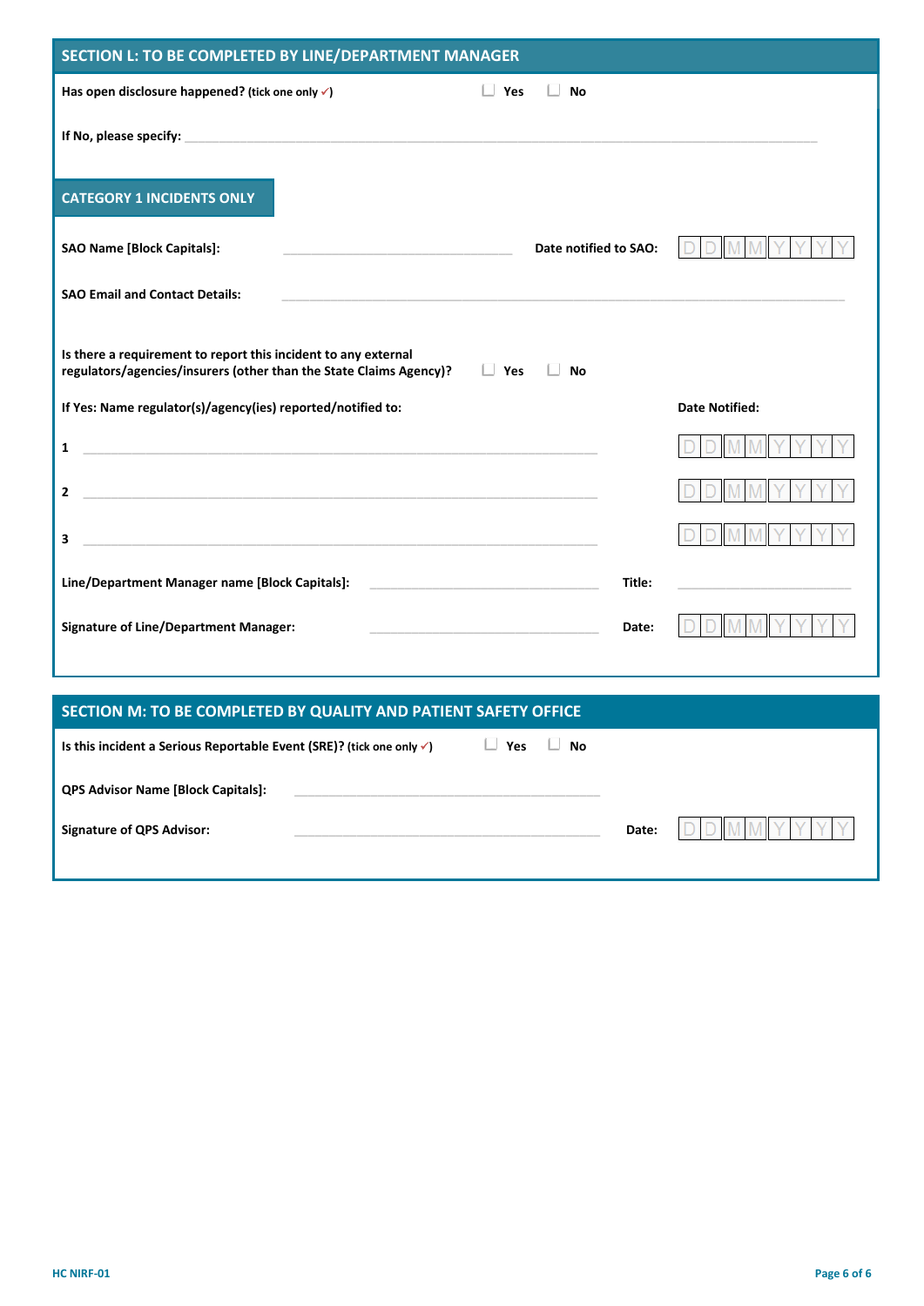## SECTION L: TO BE COMPLETED BY LINE/DEPARTMENT MANAGER

**Has open disclosure happened?** (tick one only ✓) ☐ Yes ☐ No

**If No, please specify:** ______________________________

### CATEGORY 1 INCIDENTS ONLY

**SAO Name [Block Capitals]:** ______________________ **Date notified to SAO:** DD MM YYYY

**SAO Email and Contact Details:** ______________________________

**Is there a requirement to report this incident to any external regulators/agencies/insurers (other than the State Claims Agency)?** ☐ Yes ☐ No

| If Yes: Name regulator(s)/agency(ies) reported/notified to: | Date Notified: |
|---|---|
| 1 ______________________________ | DD MM YYYY |
| 2 ______________________________ | DD MM YYYY |
| 3 ______________________________ | DD MM YYYY |

**Line/Department Manager name [Block Capitals]:** ______________________ **Title:** ______________

**Signature of Line/Department Manager:** ______________________ **Date:** DD MM YYYY

## SECTION M: TO BE COMPLETED BY QUALITY AND PATIENT SAFETY OFFICE

**Is this incident a Serious Reportable Event (SRE)?** (tick one only ✓) ☐ Yes ☐ No

**QPS Advisor Name [Block Capitals]:** ______________________

**Signature of QPS Advisor:** ______________________ **Date:** DD MM YYYY

HC NIRF-01